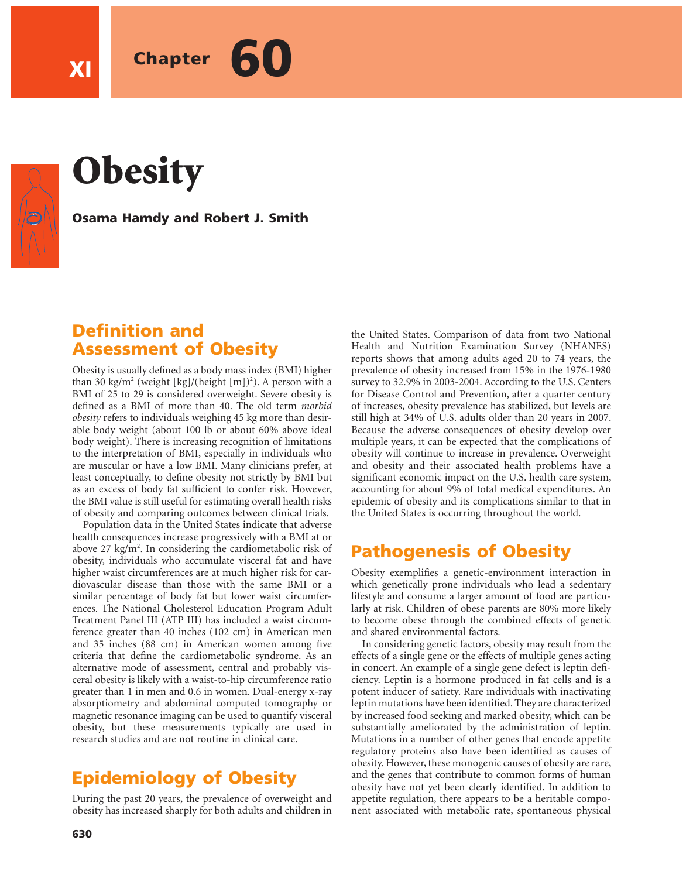XI Chapter 60

# Obesity

**Osama Hamdy and Robert J. Smith**

## Definition and Assessment of Obesity

Obesity is usually defined as a body mass index (BMI) higher than 30 $kg/m^2$ (weight [kg]/(height [m])$^2$). A person with a BMI of 25 to 29 is considered overweight. Severe obesity is defined as a BMI of more than 40. The old term *morbid obesity* refers to individuals weighing 45 kg more than desirable body weight (about 100 lb or about 60% above ideal body weight). There is increasing recognition of limitations to the interpretation of BMI, especially in individuals who are muscular or have a low BMI. Many clinicians prefer, at least conceptually, to define obesity not strictly by BMI but as an excess of body fat sufficient to confer risk. However, the BMI value is still useful for estimating overall health risks of obesity and comparing outcomes between clinical trials.

Population data in the United States indicate that adverse health consequences increase progressively with a BMI at or above 27 $kg/m^2$. In considering the cardiometabolic risk of obesity, individuals who accumulate visceral fat and have higher waist circumferences are at much higher risk for cardiovascular disease than those with the same BMI or a similar percentage of body fat but lower waist circumferences. The National Cholesterol Education Program Adult Treatment Panel III (ATP III) has included a waist circumference greater than 40 inches (102 cm) in American men and 35 inches (88 cm) in American women among five criteria that define the cardiometabolic syndrome. As an alternative mode of assessment, central and probably visceral obesity is likely with a waist-to-hip circumference ratio greater than 1 in men and 0.6 in women. Dual-energy x-ray absorptiometry and abdominal computed tomography or magnetic resonance imaging can be used to quantify visceral obesity, but these measurements typically are used in research studies and are not routine in clinical care.

## Epidemiology of Obesity

During the past 20 years, the prevalence of overweight and obesity has increased sharply for both adults and children in the United States. Comparison of data from two National Health and Nutrition Examination Survey (NHANES) reports shows that among adults aged 20 to 74 years, the prevalence of obesity increased from 15% in the 1976-1980 survey to 32.9% in 2003-2004. According to the U.S. Centers for Disease Control and Prevention, after a quarter century of increases, obesity prevalence has stabilized, but levels are still high at 34% of U.S. adults older than 20 years in 2007. Because the adverse consequences of obesity develop over multiple years, it can be expected that the complications of obesity will continue to increase in prevalence. Overweight and obesity and their associated health problems have a significant economic impact on the U.S. health care system, accounting for about 9% of total medical expenditures. An epidemic of obesity and its complications similar to that in the United States is occurring throughout the world.

## Pathogenesis of Obesity

Obesity exemplifies a genetic-environment interaction in which genetically prone individuals who lead a sedentary lifestyle and consume a larger amount of food are particularly at risk. Children of obese parents are 80% more likely to become obese through the combined effects of genetic and shared environmental factors.

In considering genetic factors, obesity may result from the effects of a single gene or the effects of multiple genes acting in concert. An example of a single gene defect is leptin deficiency. Leptin is a hormone produced in fat cells and is a potent inducer of satiety. Rare individuals with inactivating leptin mutations have been identified. They are characterized by increased food seeking and marked obesity, which can be substantially ameliorated by the administration of leptin. Mutations in a number of other genes that encode appetite regulatory proteins also have been identified as causes of obesity. However, these monogenic causes of obesity are rare, and the genes that contribute to common forms of human obesity have not yet been clearly identified. In addition to appetite regulation, there appears to be a heritable component associated with metabolic rate, spontaneous physical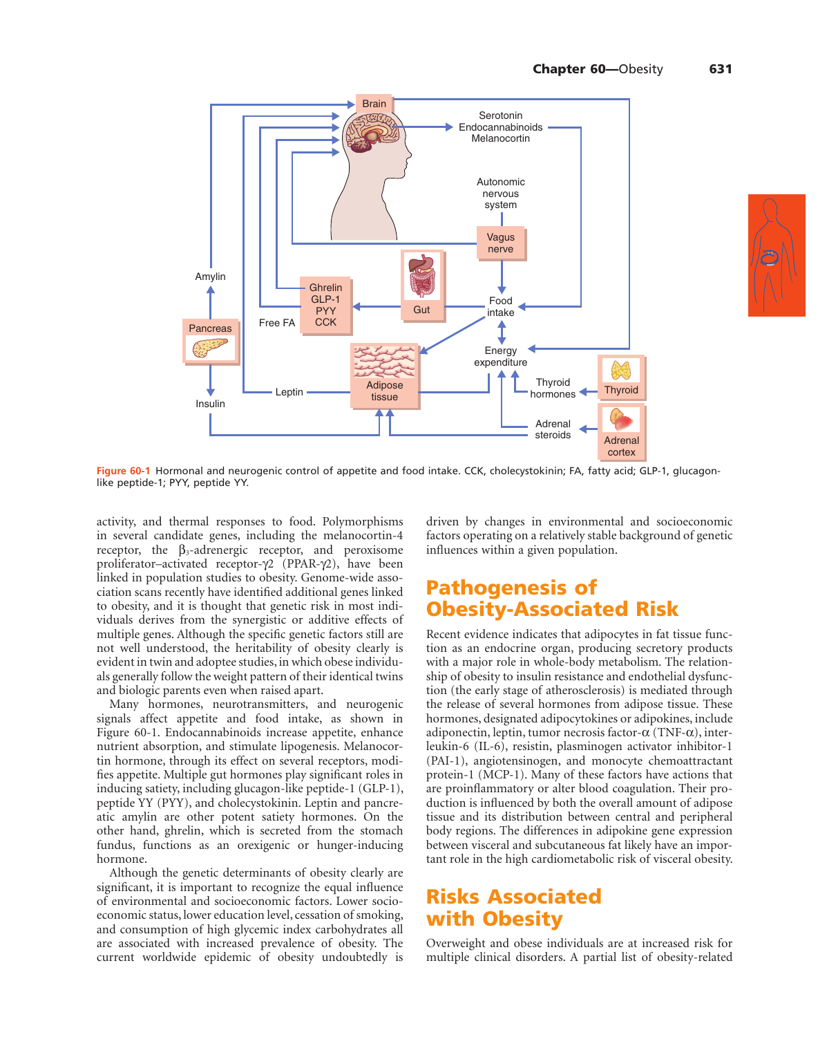Brain

Serotonin
Endocannabinoids
Melanocortin

Autonomic
nervous
system

Vagus
nerve

Amylin

Ghrelin
GLP-1
PYY
CCK

Gut

Food
intake

Pancreas

Free FA

Energy
expenditure

Adipose
tissue

Leptin

Thyroid
hormones

Thyroid

Insulin

Adrenal
steroids

Adrenal
cortex

**Figure 60-1** Hormonal and neurogenic control of appetite and food intake. CCK, cholecystokinin; FA, fatty acid; GLP-1, glucagon-like peptide-1; PYY, peptide YY.

activity, and thermal responses to food. Polymorphisms in several candidate genes, including the melanocortin-4 receptor, the $\beta_3$-adrenergic receptor, and peroxisome proliferator–activated receptor-$\gamma 2$ (PPAR-$\gamma 2$), have been linked in population studies to obesity. Genome-wide association scans recently have identified additional genes linked to obesity, and it is thought that genetic risk in most individuals derives from the synergistic or additive effects of multiple genes. Although the specific genetic factors still are not well understood, the heritability of obesity clearly is evident in twin and adoptee studies, in which obese individuals generally follow the weight pattern of their identical twins and biologic parents even when raised apart.

Many hormones, neurotransmitters, and neurogenic signals affect appetite and food intake, as shown in Figure 60-1. Endocannabinoids increase appetite, enhance nutrient absorption, and stimulate lipogenesis. Melanocortin hormone, through its effect on several receptors, modifies appetite. Multiple gut hormones play significant roles in inducing satiety, including glucagon-like peptide-1 (GLP-1), peptide YY (PYY), and cholecystokinin. Leptin and pancreatic amylin are other potent satiety hormones. On the other hand, ghrelin, which is secreted from the stomach fundus, functions as an orexigenic or hunger-inducing hormone.

Although the genetic determinants of obesity clearly are significant, it is important to recognize the equal influence of environmental and socioeconomic factors. Lower socioeconomic status, lower education level, cessation of smoking, and consumption of high glycemic index carbohydrates all are associated with increased prevalence of obesity. The current worldwide epidemic of obesity undoubtedly is driven by changes in environmental and socioeconomic factors operating on a relatively stable background of genetic influences within a given population.

## Pathogenesis of Obesity-Associated Risk

Recent evidence indicates that adipocytes in fat tissue function as an endocrine organ, producing secretory products with a major role in whole-body metabolism. The relationship of obesity to insulin resistance and endothelial dysfunction (the early stage of atherosclerosis) is mediated through the release of several hormones from adipose tissue. These hormones, designated adipocytokines or adipokines, include adiponectin, leptin, tumor necrosis factor-$\alpha$ (TNF-$\alpha$), interleukin-6 (IL-6), resistin, plasminogen activator inhibitor-1 (PAI-1), angiotensinogen, and monocyte chemoattractant protein-1 (MCP-1). Many of these factors have actions that are proinflammatory or alter blood coagulation. Their production is influenced by both the overall amount of adipose tissue and its distribution between central and peripheral body regions. The differences in adipokine gene expression between visceral and subcutaneous fat likely have an important role in the high cardiometabolic risk of visceral obesity.

## Risks Associated with Obesity

Overweight and obese individuals are at increased risk for multiple clinical disorders. A partial list of obesity-related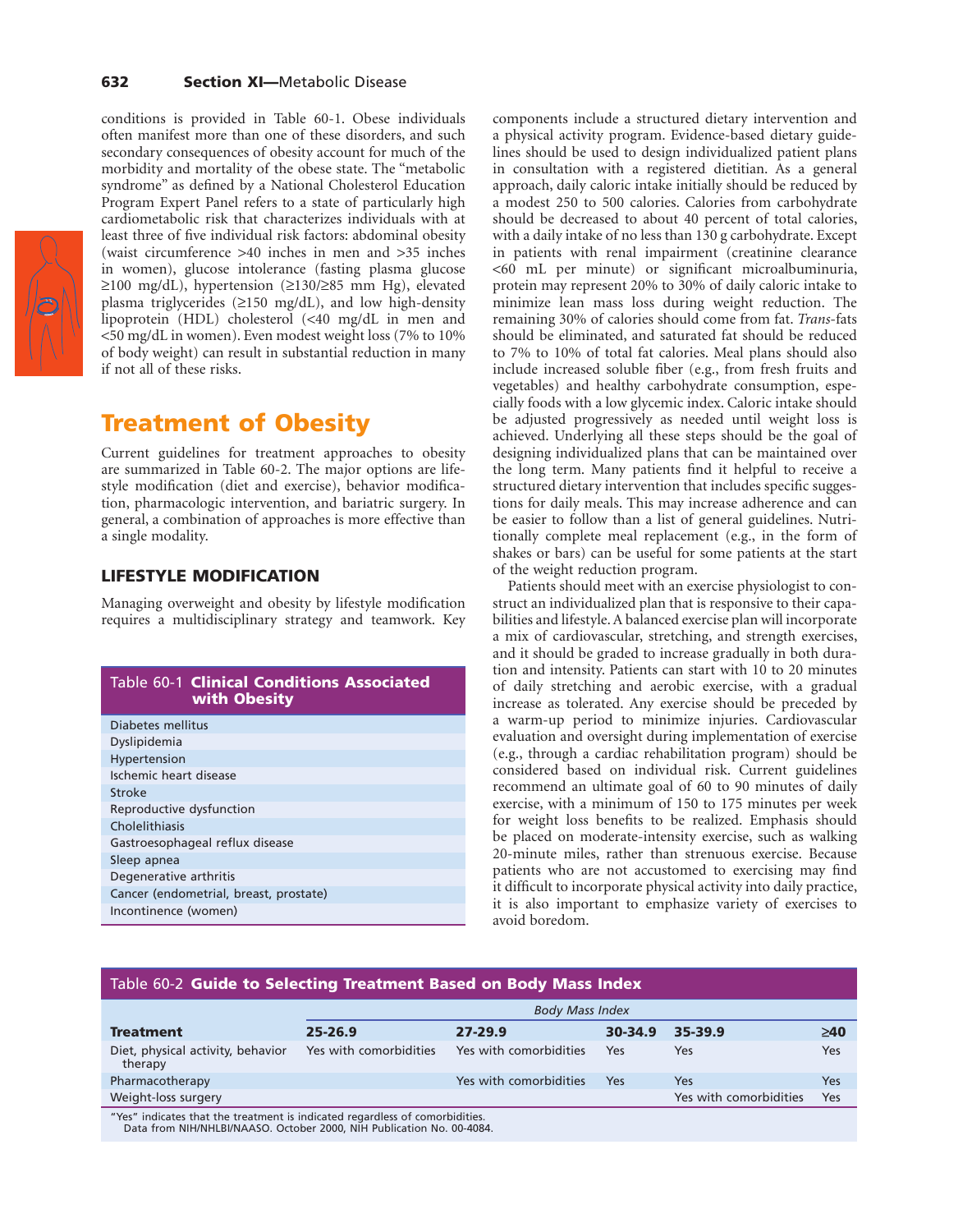conditions is provided in Table 60-1. Obese individuals often manifest more than one of these disorders, and such secondary consequences of obesity account for much of the morbidity and mortality of the obese state. The "metabolic syndrome" as defined by a National Cholesterol Education Program Expert Panel refers to a state of particularly high cardiometabolic risk that characterizes individuals with at least three of five individual risk factors: abdominal obesity (waist circumference >40 inches in men and >35 inches in women), glucose intolerance (fasting plasma glucose ≥100 mg/dL), hypertension (≥130/≥85 mm Hg), elevated plasma triglycerides (≥150 mg/dL), and low high-density lipoprotein (HDL) cholesterol (<40 mg/dL in men and <50 mg/dL in women). Even modest weight loss (7% to 10% of body weight) can result in substantial reduction in many if not all of these risks.

**Table 60-1 Clinical Conditions Associated with Obesity**

| Condition |
| --- |
| Diabetes mellitus |
| Dyslipidemia |
| Hypertension |
| Ischemic heart disease |
| Stroke |
| Reproductive dysfunction |
| Cholelithiasis |
| Gastroesophageal reflux disease |
| Sleep apnea |
| Degenerative arthritis |
| Cancer (endometrial, breast, prostate) |
| Incontinence (women) |

# Treatment of Obesity

Current guidelines for treatment approaches to obesity are summarized in Table 60-2. The major options are lifestyle modification (diet and exercise), behavior modification, pharmacologic intervention, and bariatric surgery. In general, a combination of approaches is more effective than a single modality.

## LIFESTYLE MODIFICATION

Managing overweight and obesity by lifestyle modification requires a multidisciplinary strategy and teamwork. Key components include a structured dietary intervention and a physical activity program. Evidence-based dietary guidelines should be used to design individualized patient plans in consultation with a registered dietitian. As a general approach, daily caloric intake initially should be reduced by a modest 250 to 500 calories. Calories from carbohydrate should be decreased to about 40 percent of total calories, with a daily intake of no less than 130 g carbohydrate. Except in patients with renal impairment (creatinine clearance <60 mL per minute) or significant microalbuminuria, protein may represent 20% to 30% of daily caloric intake to minimize lean mass loss during weight reduction. The remaining 30% of calories should come from fat. *Trans*-fats should be eliminated, and saturated fat should be reduced to 7% to 10% of total fat calories. Meal plans should also include increased soluble fiber (e.g., from fresh fruits and vegetables) and healthy carbohydrate consumption, especially foods with a low glycemic index. Caloric intake should be adjusted progressively as needed until weight loss is achieved. Underlying all these steps should be the goal of designing individualized plans that can be maintained over the long term. Many patients find it helpful to receive a structured dietary intervention that includes specific suggestions for daily meals. This may increase adherence and can be easier to follow than a list of general guidelines. Nutritionally complete meal replacement (e.g., in the form of shakes or bars) can be useful for some patients at the start of the weight reduction program.

Patients should meet with an exercise physiologist to construct an individualized plan that is responsive to their capabilities and lifestyle. A balanced exercise plan will incorporate a mix of cardiovascular, stretching, and strength exercises, and it should be graded to increase gradually in both duration and intensity. Patients can start with 10 to 20 minutes of daily stretching and aerobic exercise, with a gradual increase as tolerated. Any exercise should be preceded by a warm-up period to minimize injuries. Cardiovascular evaluation and oversight during implementation of exercise (e.g., through a cardiac rehabilitation program) should be considered based on individual risk. Current guidelines recommend an ultimate goal of 60 to 90 minutes of daily exercise, with a minimum of 150 to 175 minutes per week for weight loss benefits to be realized. Emphasis should be placed on moderate-intensity exercise, such as walking 20-minute miles, rather than strenuous exercise. Because patients who are not accustomed to exercising may find it difficult to incorporate physical activity into daily practice, it is also important to emphasize variety of exercises to avoid boredom.

**Table 60-2 Guide to Selecting Treatment Based on Body Mass Index**

| | *Body Mass Index* | | | | |
| --- | --- | --- | --- | --- | --- |
| **Treatment** | **25-26.9** | **27-29.9** | **30-34.9** | **35-39.9** | **≥40** |
| Diet, physical activity, behavior therapy | Yes with comorbidities | Yes with comorbidities | Yes | Yes | Yes |
| Pharmacotherapy | | Yes with comorbidities | Yes | Yes | Yes |
| Weight-loss surgery | | | | Yes with comorbidities | Yes |

"Yes" indicates that the treatment is indicated regardless of comorbidities.
Data from NIH/NHLBI/NAASO. October 2000, NIH Publication No. 00-4084.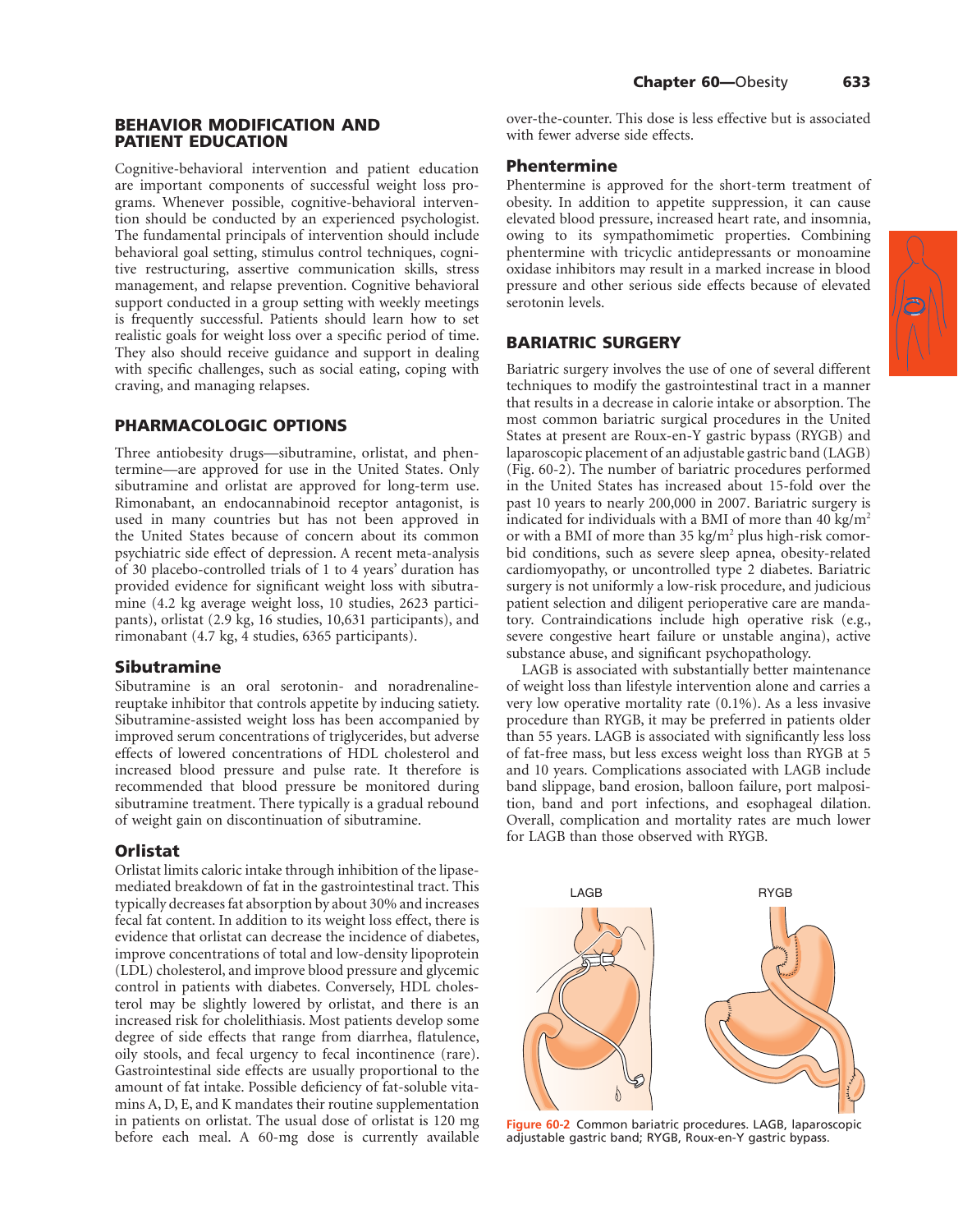## BEHAVIOR MODIFICATION AND PATIENT EDUCATION

Cognitive-behavioral intervention and patient education are important components of successful weight loss programs. Whenever possible, cognitive-behavioral intervention should be conducted by an experienced psychologist. The fundamental principals of intervention should include behavioral goal setting, stimulus control techniques, cognitive restructuring, assertive communication skills, stress management, and relapse prevention. Cognitive behavioral support conducted in a group setting with weekly meetings is frequently successful. Patients should learn how to set realistic goals for weight loss over a specific period of time. They also should receive guidance and support in dealing with specific challenges, such as social eating, coping with craving, and managing relapses.

## PHARMACOLOGIC OPTIONS

Three antiobesity drugs—sibutramine, orlistat, and phentermine—are approved for use in the United States. Only sibutramine and orlistat are approved for long-term use. Rimonabant, an endocannabinoid receptor antagonist, is used in many countries but has not been approved in the United States because of concern about its common psychiatric side effect of depression. A recent meta-analysis of 30 placebo-controlled trials of 1 to 4 years' duration has provided evidence for significant weight loss with sibutramine (4.2 kg average weight loss, 10 studies, 2623 participants), orlistat (2.9 kg, 16 studies, 10,631 participants), and rimonabant (4.7 kg, 4 studies, 6365 participants).

### Sibutramine

Sibutramine is an oral serotonin- and noradrenaline-reuptake inhibitor that controls appetite by inducing satiety. Sibutramine-assisted weight loss has been accompanied by improved serum concentrations of triglycerides, but adverse effects of lowered concentrations of HDL cholesterol and increased blood pressure and pulse rate. It therefore is recommended that blood pressure be monitored during sibutramine treatment. There typically is a gradual rebound of weight gain on discontinuation of sibutramine.

### Orlistat

Orlistat limits caloric intake through inhibition of the lipase-mediated breakdown of fat in the gastrointestinal tract. This typically decreases fat absorption by about 30% and increases fecal fat content. In addition to its weight loss effect, there is evidence that orlistat can decrease the incidence of diabetes, improve concentrations of total and low-density lipoprotein (LDL) cholesterol, and improve blood pressure and glycemic control in patients with diabetes. Conversely, HDL cholesterol may be slightly lowered by orlistat, and there is an increased risk for cholelithiasis. Most patients develop some degree of side effects that range from diarrhea, flatulence, oily stools, and fecal urgency to fecal incontinence (rare). Gastrointestinal side effects are usually proportional to the amount of fat intake. Possible deficiency of fat-soluble vitamins A, D, E, and K mandates their routine supplementation in patients on orlistat. The usual dose of orlistat is 120 mg before each meal. A 60-mg dose is currently available over-the-counter. This dose is less effective but is associated with fewer adverse side effects.

### Phentermine

Phentermine is approved for the short-term treatment of obesity. In addition to appetite suppression, it can cause elevated blood pressure, increased heart rate, and insomnia, owing to its sympathomimetic properties. Combining phentermine with tricyclic antidepressants or monoamine oxidase inhibitors may result in a marked increase in blood pressure and other serious side effects because of elevated serotonin levels.

## BARIATRIC SURGERY

Bariatric surgery involves the use of one of several different techniques to modify the gastrointestinal tract in a manner that results in a decrease in calorie intake or absorption. The most common bariatric surgical procedures in the United States at present are Roux-en-Y gastric bypass (RYGB) and laparoscopic placement of an adjustable gastric band (LAGB) (Fig. 60-2). The number of bariatric procedures performed in the United States has increased about 15-fold over the past 10 years to nearly 200,000 in 2007. Bariatric surgery is indicated for individuals with a BMI of more than 40 $kg/m^2$ or with a BMI of more than 35 $kg/m^2$ plus high-risk comorbid conditions, such as severe sleep apnea, obesity-related cardiomyopathy, or uncontrolled type 2 diabetes. Bariatric surgery is not uniformly a low-risk procedure, and judicious patient selection and diligent perioperative care are mandatory. Contraindications include high operative risk (e.g., severe congestive heart failure or unstable angina), active substance abuse, and significant psychopathology.

LAGB is associated with substantially better maintenance of weight loss than lifestyle intervention alone and carries a very low operative mortality rate (0.1%). As a less invasive procedure than RYGB, it may be preferred in patients older than 55 years. LAGB is associated with significantly less loss of fat-free mass, but less excess weight loss than RYGB at 5 and 10 years. Complications associated with LAGB include band slippage, band erosion, balloon failure, port malposition, band and port infections, and esophageal dilation. Overall, complication and mortality rates are much lower for LAGB than those observed with RYGB.

LAGB

RYGB

**Figure 60-2** Common bariatric procedures. LAGB, laparoscopic adjustable gastric band; RYGB, Roux-en-Y gastric bypass.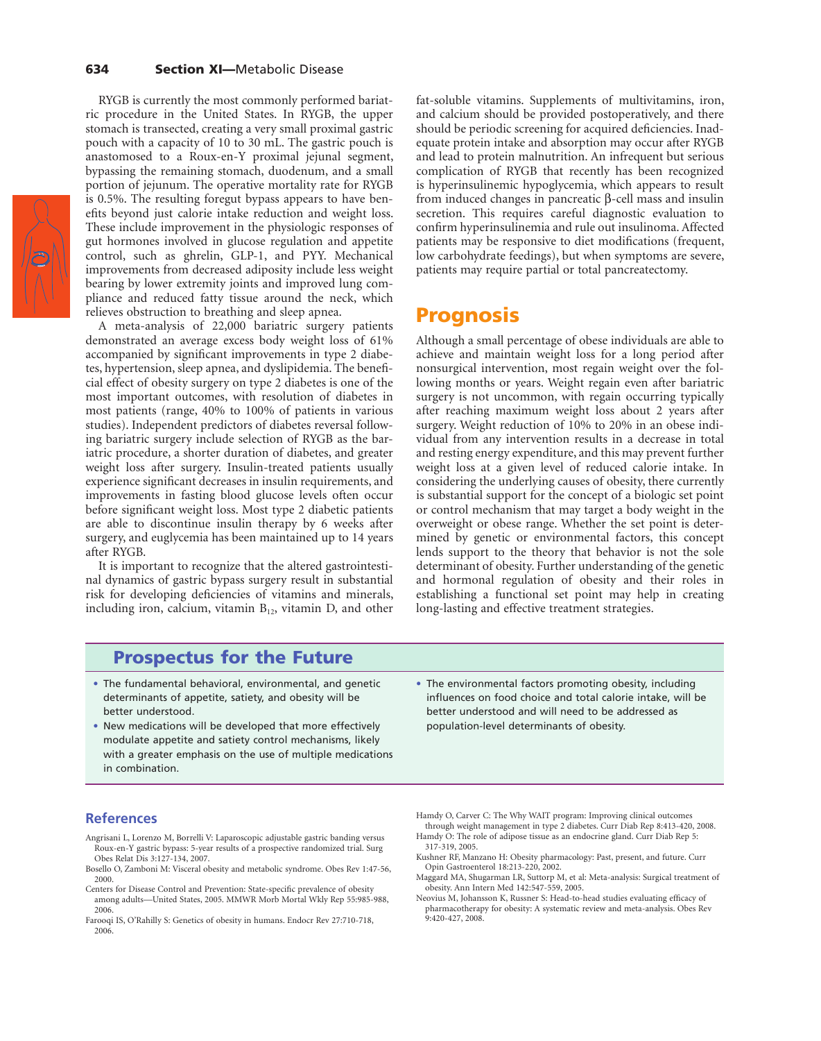RYGB is currently the most commonly performed bariatric procedure in the United States. In RYGB, the upper stomach is transected, creating a very small proximal gastric pouch with a capacity of 10 to 30 mL. The gastric pouch is anastomosed to a Roux-en-Y proximal jejunal segment, bypassing the remaining stomach, duodenum, and a small portion of jejunum. The operative mortality rate for RYGB is 0.5%. The resulting foregut bypass appears to have benefits beyond just calorie intake reduction and weight loss. These include improvement in the physiologic responses of gut hormones involved in glucose regulation and appetite control, such as ghrelin, GLP-1, and PYY. Mechanical improvements from decreased adiposity include less weight bearing by lower extremity joints and improved lung compliance and reduced fatty tissue around the neck, which relieves obstruction to breathing and sleep apnea.

A meta-analysis of 22,000 bariatric surgery patients demonstrated an average excess body weight loss of 61% accompanied by significant improvements in type 2 diabetes, hypertension, sleep apnea, and dyslipidemia. The beneficial effect of obesity surgery on type 2 diabetes is one of the most important outcomes, with resolution of diabetes in most patients (range, 40% to 100% of patients in various studies). Independent predictors of diabetes reversal following bariatric surgery include selection of RYGB as the bariatric procedure, a shorter duration of diabetes, and greater weight loss after surgery. Insulin-treated patients usually experience significant decreases in insulin requirements, and improvements in fasting blood glucose levels often occur before significant weight loss. Most type 2 diabetic patients are able to discontinue insulin therapy by 6 weeks after surgery, and euglycemia has been maintained up to 14 years after RYGB.

It is important to recognize that the altered gastrointestinal dynamics of gastric bypass surgery result in substantial risk for developing deficiencies of vitamins and minerals, including iron, calcium, vitamin $B_{12}$, vitamin D, and other fat-soluble vitamins. Supplements of multivitamins, iron, and calcium should be provided postoperatively, and there should be periodic screening for acquired deficiencies. Inadequate protein intake and absorption may occur after RYGB and lead to protein malnutrition. An infrequent but serious complication of RYGB that recently has been recognized is hyperinsulinemic hypoglycemia, which appears to result from induced changes in pancreatic β-cell mass and insulin secretion. This requires careful diagnostic evaluation to confirm hyperinsulinemia and rule out insulinoma. Affected patients may be responsive to diet modifications (frequent, low carbohydrate feedings), but when symptoms are severe, patients may require partial or total pancreatectomy.

## Prognosis

Although a small percentage of obese individuals are able to achieve and maintain weight loss for a long period after nonsurgical intervention, most regain weight over the following months or years. Weight regain even after bariatric surgery is not uncommon, with regain occurring typically after reaching maximum weight loss about 2 years after surgery. Weight reduction of 10% to 20% in an obese individual from any intervention results in a decrease in total and resting energy expenditure, and this may prevent further weight loss at a given level of reduced calorie intake. In considering the underlying causes of obesity, there currently is substantial support for the concept of a biologic set point or control mechanism that may target a body weight in the overweight or obese range. Whether the set point is determined by genetic or environmental factors, this concept lends support to the theory that behavior is not the sole determinant of obesity. Further understanding of the genetic and hormonal regulation of obesity and their roles in establishing a functional set point may help in creating long-lasting and effective treatment strategies.

## Prospectus for the Future

- The fundamental behavioral, environmental, and genetic determinants of appetite, satiety, and obesity will be better understood.
- New medications will be developed that more effectively modulate appetite and satiety control mechanisms, likely with a greater emphasis on the use of multiple medications in combination.
- The environmental factors promoting obesity, including influences on food choice and total calorie intake, will be better understood and will need to be addressed as population-level determinants of obesity.

## References

Angrisani L, Lorenzo M, Borrelli V: Laparoscopic adjustable gastric banding versus Roux-en-Y gastric bypass: 5-year results of a prospective randomized trial. Surg Obes Relat Dis 3:127-134, 2007.

Bosello O, Zamboni M: Visceral obesity and metabolic syndrome. Obes Rev 1:47-56, 2000.

Centers for Disease Control and Prevention: State-specific prevalence of obesity among adults—United States, 2005. MMWR Morb Mortal Wkly Rep 55:985-988, 2006.

Farooqi IS, O'Rahilly S: Genetics of obesity in humans. Endocr Rev 27:710-718, 2006.

Hamdy O, Carver C: The Why WAIT program: Improving clinical outcomes through weight management in type 2 diabetes. Curr Diab Rep 8:413-420, 2008.

Hamdy O: The role of adipose tissue as an endocrine gland. Curr Diab Rep 5: 317-319, 2005.

Kushner RF, Manzano H: Obesity pharmacology: Past, present, and future. Curr Opin Gastroenterol 18:213-220, 2002.

Maggard MA, Shugarman LR, Suttorp M, et al: Meta-analysis: Surgical treatment of obesity. Ann Intern Med 142:547-559, 2005.

Neovius M, Johansson K, Russner S: Head-to-head studies evaluating efficacy of pharmacotherapy for obesity: A systematic review and meta-analysis. Obes Rev 9:420-427, 2008.